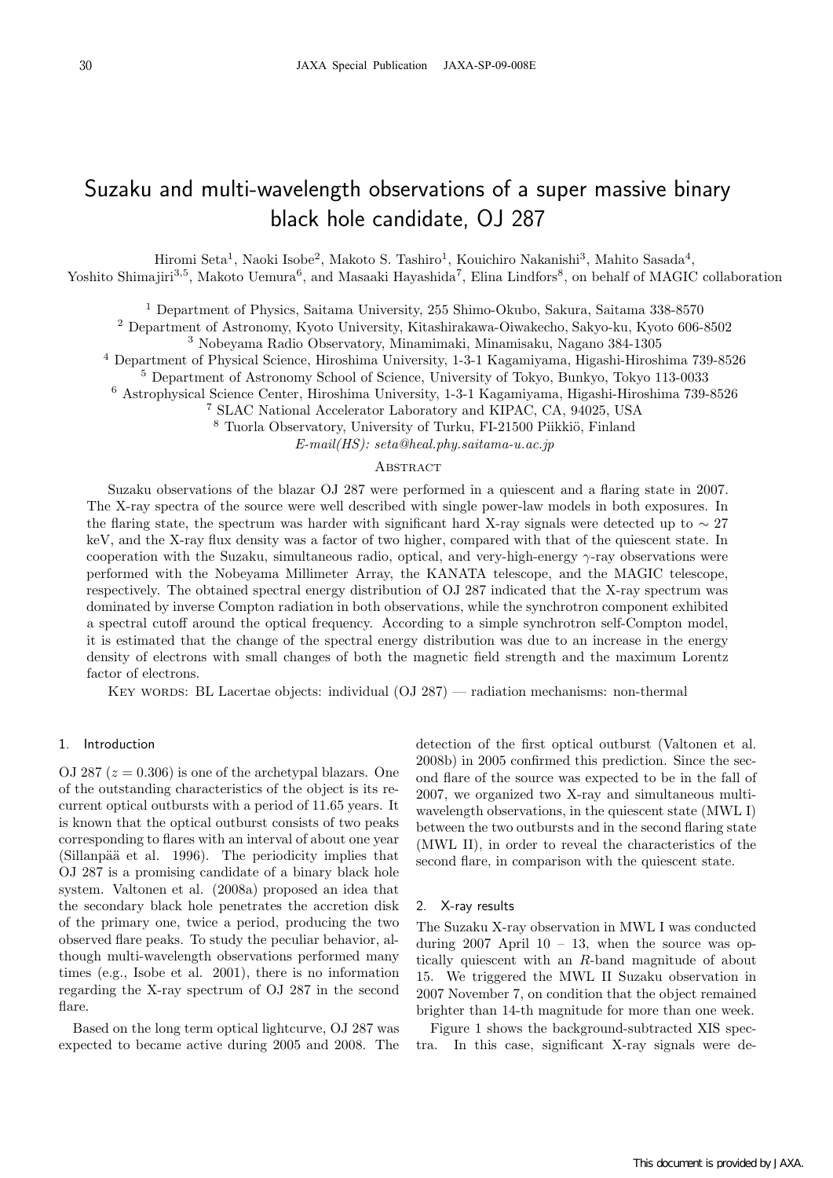# Suzaku and multi-wavelength observations of a super massive binary black hole candidate, OJ 287

Hiromi Seta[1], Naoki Isobe[2], Makoto S. Tashiro[1], Kouichiro Nakanishi[3], Mahito Sasada[4], Yoshito Shimajiri[3,5], Makoto Uemura[6], and Masaaki Hayashida[7], Elina Lindfors[8], on behalf of MAGIC collaboration

[1] Department of Physics, Saitama University, 255 Shimo-Okubo, Sakura, Saitama 338-8570
[2] Department of Astronomy, Kyoto University, Kitashirakawa-Oiwakecho, Sakyo-ku, Kyoto 606-8502
[3] Nobeyama Radio Observatory, Minamimaki, Minamisaku, Nagano 384-1305
[4] Department of Physical Science, Hiroshima University, 1-3-1 Kagamiyama, Higashi-Hiroshima 739-8526
[5] Department of Astronomy School of Science, University of Tokyo, Bunkyo, Tokyo 113-0033
[6] Astrophysical Science Center, Hiroshima University, 1-3-1 Kagamiyama, Higashi-Hiroshima 739-8526
[7] SLAC National Accelerator Laboratory and KIPAC, CA, 94025, USA
[8] Tuorla Observatory, University of Turku, FI-21500 Piikkiö, Finland

*E-mail(HS): seta@heal.phy.saitama-u.ac.jp*

## Abstract

Suzaku observations of the blazar OJ 287 were performed in a quiescent and a flaring state in 2007. The X-ray spectra of the source were well described with single power-law models in both exposures. In the flaring state, the spectrum was harder with significant hard X-ray signals were detected up to $\sim 27$ keV, and the X-ray flux density was a factor of two higher, compared with that of the quiescent state. In cooperation with the Suzaku, simultaneous radio, optical, and very-high-energy $\gamma$-ray observations were performed with the Nobeyama Millimeter Array, the KANATA telescope, and the MAGIC telescope, respectively. The obtained spectral energy distribution of OJ 287 indicated that the X-ray spectrum was dominated by inverse Compton radiation in both observations, while the synchrotron component exhibited a spectral cutoff around the optical frequency. According to a simple synchrotron self-Compton model, it is estimated that the change of the spectral energy distribution was due to an increase in the energy density of electrons with small changes of both the magnetic field strength and the maximum Lorentz factor of electrons.

Key words: BL Lacertae objects: individual (OJ 287) — radiation mechanisms: non-thermal

## 1. Introduction

OJ 287 ($z = 0.306$) is one of the archetypal blazars. One of the outstanding characteristics of the object is its recurrent optical outbursts with a period of 11.65 years. It is known that the optical outburst consists of two peaks corresponding to flares with an interval of about one year (Sillanpää et al. 1996). The periodicity implies that OJ 287 is a promising candidate of a binary black hole system. Valtonen et al. (2008a) proposed an idea that the secondary black hole penetrates the accretion disk of the primary one, twice a period, producing the two observed flare peaks. To study the peculiar behavior, although multi-wavelength observations performed many times (e.g., Isobe et al. 2001), there is no information regarding the X-ray spectrum of OJ 287 in the second flare.

Based on the long term optical lightcurve, OJ 287 was expected to became active during 2005 and 2008. The detection of the first optical outburst (Valtonen et al. 2008b) in 2005 confirmed this prediction. Since the second flare of the source was expected to be in the fall of 2007, we organized two X-ray and simultaneous multi-wavelength observations, in the quiescent state (MWL I) between the two outbursts and in the second flaring state (MWL II), in order to reveal the characteristics of the second flare, in comparison with the quiescent state.

## 2. X-ray results

The Suzaku X-ray observation in MWL I was conducted during 2007 April 10 – 13, when the source was optically quiescent with an $R$-band magnitude of about 15. We triggered the MWL II Suzaku observation in 2007 November 7, on condition that the object remained brighter than 14-th magnitude for more than one week.

Figure 1 shows the background-subtracted XIS spectra. In this case, significant X-ray signals were de-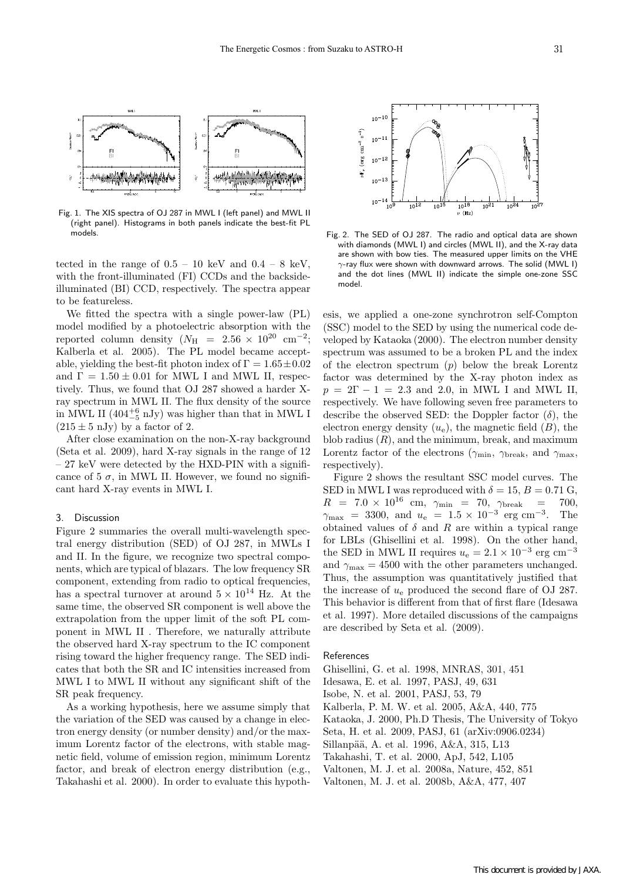Fig. 1. The XIS spectra of OJ 287 in MWL I (left panel) and MWL II (right panel). Histograms in both panels indicate the best-fit PL models.

tected in the range of 0.5 – 10 keV and 0.4 – 8 keV, with the front-illuminated (FI) CCDs and the backside-illuminated (BI) CCD, respectively. The spectra appear to be featureless.

We fitted the spectra with a single power-law (PL) model modified by a photoelectric absorption with the reported column density ($N_{\rm H} = 2.56 \times 10^{20}$ cm$^{-2}$; Kalberla et al. 2005). The PL model became acceptable, yielding the best-fit photon index of $\Gamma = 1.65 \pm 0.02$ and $\Gamma = 1.50 \pm 0.01$ for MWL I and MWL II, respectively. Thus, we found that OJ 287 showed a harder X-ray spectrum in MWL II. The flux density of the source in MWL II ($404^{+6}_{-5}$ nJy) was higher than that in MWL I ($215 \pm 5$ nJy) by a factor of 2.

After close examination on the non-X-ray background (Seta et al. 2009), hard X-ray signals in the range of 12 – 27 keV were detected by the HXD-PIN with a significance of 5 $\sigma$, in MWL II. However, we found no significant hard X-ray events in MWL I.

## 3. Discussion

Figure 2 summaries the overall multi-wavelength spectral energy distribution (SED) of OJ 287, in MWLs I and II. In the figure, we recognize two spectral components, which are typical of blazars. The low frequency SR component, extending from radio to optical frequencies, has a spectral turnover at around $5 \times 10^{14}$ Hz. At the same time, the observed SR component is well above the extrapolation from the upper limit of the soft PL component in MWL II . Therefore, we naturally attribute the observed hard X-ray spectrum to the IC component rising toward the higher frequency range. The SED indicates that both the SR and IC intensities increased from MWL I to MWL II without any significant shift of the SR peak frequency.

As a working hypothesis, here we assume simply that the variation of the SED was caused by a change in electron energy density (or number density) and/or the maximum Lorentz factor of the electrons, with stable magnetic field, volume of emission region, minimum Lorentz factor, and break of electron energy distribution (e.g., Takahashi et al. 2000). In order to evaluate this hypothesis, we applied a one-zone synchrotron self-Compton (SSC) model to the SED by using the numerical code developed by Kataoka (2000). The electron number density spectrum was assumed to be a broken PL and the index of the electron spectrum ($p$) below the break Lorentz factor was determined by the X-ray photon index as $p = 2\Gamma - 1 = 2.3$ and 2.0, in MWL I and MWL II, respectively. We have following seven free parameters to describe the observed SED: the Doppler factor ($\delta$), the electron energy density ($u_{\rm e}$), the magnetic field ($B$), the blob radius ($R$), and the minimum, break, and maximum Lorentz factor of the electrons ($\gamma_{\rm min}$, $\gamma_{\rm break}$, and $\gamma_{\rm max}$, respectively).

Fig. 2. The SED of OJ 287. The radio and optical data are shown with diamonds (MWL I) and circles (MWL II), and the X-ray data are shown with bow ties. The measured upper limits on the VHE $\gamma$-ray flux were shown with downward arrows. The solid (MWL I) and the dot lines (MWL II) indicate the simple one-zone SSC model.

Figure 2 shows the resultant SSC model curves. The SED in MWL I was reproduced with $\delta = 15$, $B = 0.71$ G, $R = 7.0 \times 10^{16}$ cm, $\gamma_{\rm min} = 70$, $\gamma_{\rm break} = 700$, $\gamma_{\rm max} = 3300$, and $u_{\rm e} = 1.5 \times 10^{-3}$ erg cm$^{-3}$. The obtained values of $\delta$ and $R$ are within a typical range for LBLs (Ghisellini et al. 1998). On the other hand, the SED in MWL II requires $u_{\rm e} = 2.1 \times 10^{-3}$ erg cm$^{-3}$ and $\gamma_{\rm max} = 4500$ with the other parameters unchanged. Thus, the assumption was quantitatively justified that the increase of $u_{\rm e}$ produced the second flare of OJ 287. This behavior is different from that of first flare (Idesawa et al. 1997). More detailed discussions of the campaigns are described by Seta et al. (2009).

### References

Ghisellini, G. et al. 1998, MNRAS, 301, 451
Idesawa, E. et al. 1997, PASJ, 49, 631
Isobe, N. et al. 2001, PASJ, 53, 79
Kalberla, P. M. W. et al. 2005, A&A, 440, 775
Kataoka, J. 2000, Ph.D Thesis, The University of Tokyo
Seta, H. et al. 2009, PASJ, 61 (arXiv:0906.0234)
Sillanpää, A. et al. 1996, A&A, 315, L13
Takahashi, T. et al. 2000, ApJ, 542, L105
Valtonen, M. J. et al. 2008a, Nature, 452, 851
Valtonen, M. J. et al. 2008b, A&A, 477, 407